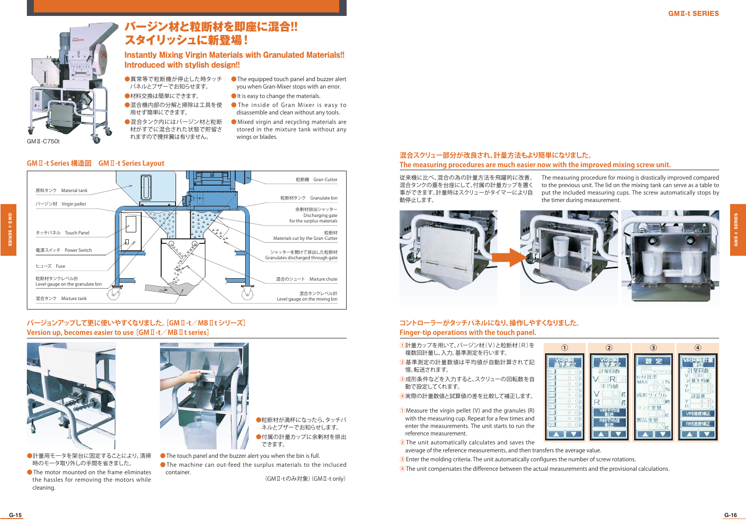GMⅡ-C750t

# バージン材と粒断材を即座に混合!! スタイリッシュに新登場！

## Instantly Mixing Virgin Materials with Granulated Materials!! Introduced with stylish design!!

- 異常等で粒断機が停止した時タッチパネルとブザーでお知らせします。
- 材料交換は簡単にできます。
- 混合機内部の分解と掃除は工具を使用せず簡単にできます。
- 混合タンク内にはバージン材と粒断材がすでに混合された状態で貯留されますので攪拌翼は有りません。

- The equipped touch panel and buzzer alert you when Gran-Mixer stops with an error.
- It is easy to change the materials.
- The inside of Gran Mixer is easy to disassemble and clean without any tools.
- Mixed virgin and recycling materials are stored in the mixture tank without any wings or blades.

## GMⅡ-t Series 構造図　GMⅡ-t Series Layout

原料タンク　Material tank
バージン材　Virgin pellet
タッチパネル　Touch Panel
電源スイッチ　Power Switch
ヒューズ　Fuse
粒断材タンクレベル計　Level gauge on the granulate bin
混合タンク　Mixture tank
粒断機　Gran-Cutter
粒断材タンク　Granulate bin
余剰材排出シャッター　Discharging gate for the surplus materials
粒断材　Materials cut by the Gran-Cutter
シャッターを開けて排出した粒断材　Granulates discharged through gate
混合のシュート　Mixture chute
混合タンクレベル計　Level gauge on the mixing bin

## バージョンアップして更に使いやすくなりました。[GMⅡ-t／MBⅡt シリーズ]
## Version up, becomes easier to use [GMⅡ-t／MBⅡt series]

- 計量用モータを架台に固定することにより、清掃時のモータ取り外しの手間を省きました。
- The motor mounted on the frame eliminates the hassles for removing the motors while cleaning.

- 粒断材が満杯になったら、タッチパネルとブザーでお知らせします。
- 付属の計量カップに余剰材を排出できます。

- The touch panel and the buzzer alert you when the bin is full.
- The machine can out-feed the surplus materials to the incluced container.

（GMⅡ-tのみ対象）(GMⅡ-t only)

## 混合スクリュー部分が改良され、計量方法もより簡単になりました。
## The measuring procedures are much easier now with the improved mixing screw unit.

従来機に比べ、混合の為の計量方法を飛躍的に改善。混合タンクの蓋を台座にして、付属の計量カップを置く事ができます。計量時はスクリューがタイマーにより自動停止します。

The measuring procedure for mixing is drastically improved compared to the previous unit. The lid on the mixing tank can serve as a table to put the included measuring cups. The screw automatically stops by the timer during measurement.

## コントローラーがタッチパネルになり、操作しやすくなりました。
## Finger-tip operations with the touch panel.

①計量カップを用いて、バージン材（V）と粒断材（R）を複数回計量し、入力。基準測定を行います。
②基準測定の計量数値は平均値が自動計算されて記憶、転送されます。
③成形条件などを入力すると、スクリューの回転数を自動で設定してくれます。
④実際の計量数値と試算値の差を比較して補正します。

①Measure the virgin pellet (V) and the granules (R) with the measuring cup. Repeat for a few times and enter the measurements. The unit starts to run the reference measurement.
②The unit automatically calculates and saves the average of the reference measurements, and then transfers the average value.
③Enter the molding criteria. The unit automatically configures the number of screw rotations.
④The unit compensates the difference between the actual measurements and the provisional calculations.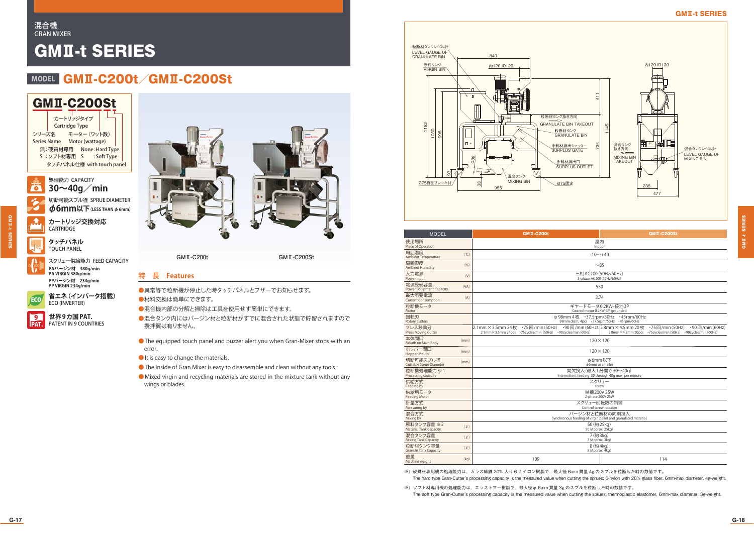混合機
GRAN MIXER

# GMⅡ-t SERIES

## MODEL GMⅡ-C200t／GMⅡ-C200St

**GMⅡ-C200St**

- カートリッジタイプ Cartridge Type
- シリーズ名 Series Name
- モーター（ワット数） Motor (wattage)
- 無：硬質材専用 None: Hard Type
- S：ソフト材専用 S : Soft Type
- タッチパネル仕様 with touch panel

処理能力 CAPACITY
**30〜40g／min**

切断可能スプル径 SPRUE DIAMETER
**φ6mm以下** (LESS THAN φ 6mm)

**カートリッジ交換対応**
CARTRIDGE

**タッチパネル**
TOUCH PANEL

スクリュー供給能力 FEED CAPACITY
PAバージン材 380g/min
PA VIRGIN 380g/min
PPバージン材 234g/min
PP VIRGIN 234g/min

**省エネ（インバータ搭載）**
ECO (INVERTER)

**世界9カ国PAT.**
PATENT IN 9 COUNTRIES

GMⅡ-C200t　GMⅡ-C200St

## 特長 Features

- 異常等で粒断機が停止した時タッチパネルとブザーでお知らせします。
- 材料交換は簡単にできます。
- 混合機内部の分解と掃除は工具を使用せず簡単にできます。
- 混合タンク内にはバージン材と粒断材がすでに混合された状態で貯留されますので攪拌翼は有りません。

- The equipped touch panel and buzzer alert you when Gran-Mixer stops with an error.
- It is easy to change the materials.
- The inside of Gran Mixer is easy to disassemble and clean without any tools.
- Mixed virgin and recycling materials are stored in the mixture tank without any wings or blades.

粒断材タンクレベル計 LEVEL GAUGE OF GRANULATE BIN / 原料タンク VIRGIN BIN / 内120 ID120 / 粒断材タンク抜き方向 GRANULATE BIN TAKEOUT / 粒断材タンク GRANULATE BIN / 余剰材排出シャッター SURPLUS GATE / 余剰材排出口 SURPLUS OUTLET / 混合タンク MIXING BIN / Ø75自在ブレーキ付 / Ø75固定 / 混合タンク抜き方向 MIXING BIN TAKEOUT / 混合タンクレベル計 LEVEL GAUGE OF MIXING BIN / 840 / 955 / 238 / 477 / 1182 / 1030 / 996 / 411 / 1145 / 734 / Ø38 / 93 / 33

| MODEL | | GMⅡ-C200t | GMⅡ-C200St |
|---|---|---|---|
| 使用場所 Place of Operation | | 屋内 Indoor | |
| 周囲温度 Ambient Temperature | (℃) | -10〜+40 | |
| 周囲湿度 Ambient Humidity | (%) | 〜85 | |
| 入力電源 Power Input | (V) | 三相AC200 (50Hz/60Hz) 3-phase AC200 (50Hz/60Hz) | |
| 電源設備容量 Power Equipment Capacity | (VA) | 550 | |
| 最大所要電流 Current Consumption | (A) | 2.74 | |
| 粒断機モータ Motor | | ギヤードモータ0.2KW-接地3P Geared motor 0.2KW-3P, grounded | |
| 回転刃 Rotary Cutters | | φ98mm 4枚 ・37.5rpm/50Hz ・45rpm/60Hz 98mm diam, 4pcs ・37.5rpm/50Hz ・45rpm/60Hz | |
| プレス移動刃 Press Moving Cutter | | 2.1mm×3.5mm 24枚 ・75回/min (50Hz) ・90回/min (60Hz) 2.1mm×3.5mm 24pcs ・75cycles/min (50Hz) ・90cycles/min (60Hz) | 2.8mm×4.5mm 20枚 ・75回/min (50Hz) ・90回/min (60Hz) 2.8mm×4.5mm 20pcs ・75cycles/min (50Hz) ・90cycles/min (60Hz) |
| 本体間口 Mouth on Main Body | (mm) | 120×120 | |
| ホッパー間口 Hopper Mouth | (mm) | 120×120 | |
| 切断可能スプル径 Cuttable Sprue Diameter | (mm) | φ6mm以下 φ6mm or smaller | |
| 粒断機処理能力 ※1 Processing capacity | | 間欠投入（最大1分間で30〜40g） Intermittent feeding, 30 through 40g max. per minute | |
| 供給方式 Feeding by | | スクリュー screw | |
| 供給用モータ Feeding Motor | | 単相200V 25W 2-phase 200V 25W | |
| 計量方式 Measuring by | | スクリュー回転数の制御 Control screw rotation | |
| 混合方式 Mixing by | | バージン材と粒断材の同期投入 Synchronous feeding of virgin pellet and granulated material | |
| 原料タンク容量 ※2 Material Tank Capacity | (ℓ) | 50 (約25kg) 50 (Approx. 25kg) | |
| 混合タンク容量 Mixing Tank Capacity | (ℓ) | 7 (約3kg) 7 (Approx. 3kg) | |
| 粒断材タンク容量 Granule Tank Capacity | (ℓ) | 8 (約4kg) 8 (Approx. 4kg) | |
| 重量 Machine weight | (kg) | 109 | 114 |

※）硬質材専用機の処理能力は、ガラス繊維20%入り6ナイロン樹脂で、最大径6mm質量4gのスプルを粒断した時の数値です。
The hard type Gran-Cutter's processing capacity is the measured value when cutting the sprues; 6-nylon with 20% glass fiber, 6mm-max diameter, 4g-weight.

※）ソフト材専用機の処理能力は、エラストマー樹脂で、最大径φ6mm質量3gのスプルを粒断した時の数値です。
The soft type Gran-Cutter's processing capacity is the measured value when cutting the sprues; thermoplastic elastomer, 6mm-max diameter, 3g-weight.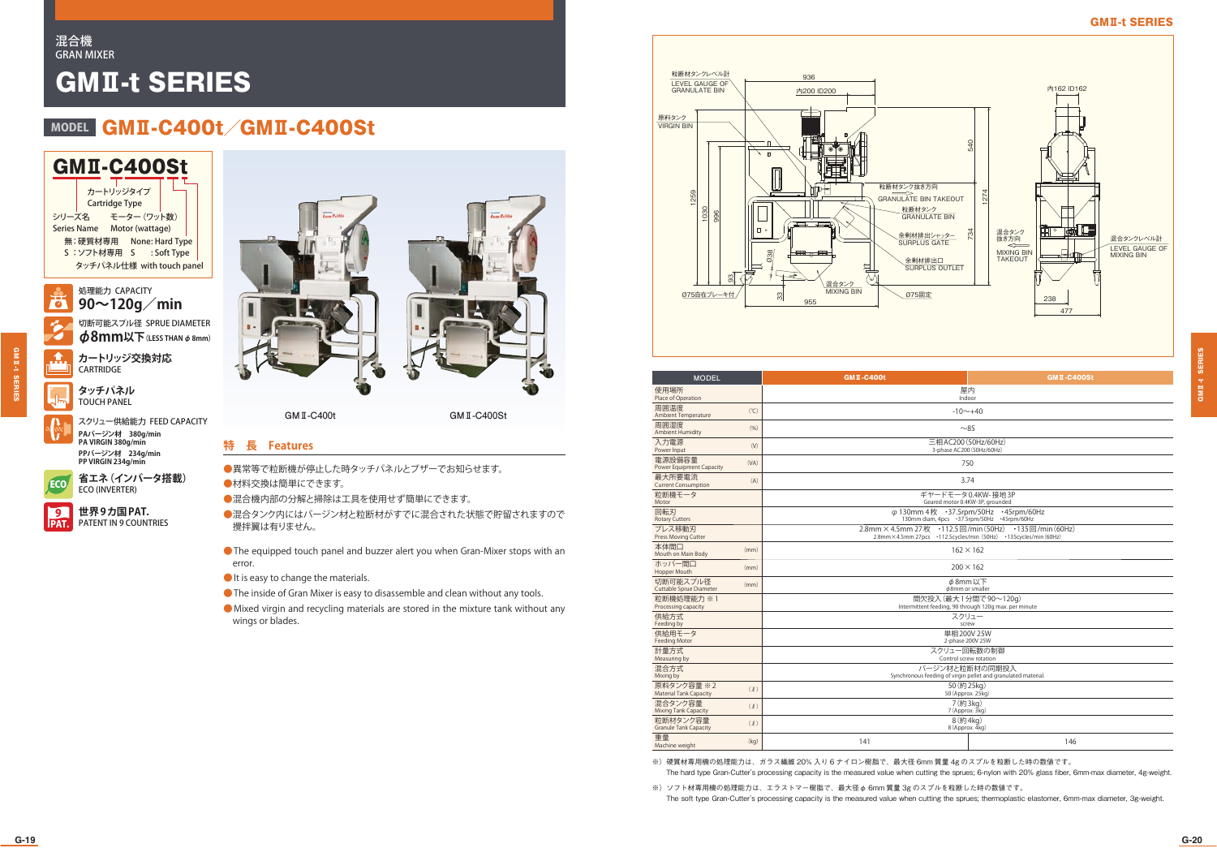混合機
GRAN MIXER

# GMⅡ-t SERIES

## MODEL GMⅡ-C400t／GMⅡ-C400St

**GMⅡ-C400St**

- カートリッジタイプ Cartridge Type
- シリーズ名 Series Name
- モーター（ワット数）Motor (wattage)
- 無：硬質材専用 None: Hard Type
- S：ソフト材専用 S : Soft Type
- タッチパネル仕様 with touch panel

**処理能力 CAPACITY**
**90〜120g／min**

切断可能スプル径 SPRUE DIAMETER
**φ8mm以下**（LESS THAN φ 8mm）

**カートリッジ交換対応**
CARTRIDGE

**タッチパネル**
TOUCH PANEL

スクリュー供給能力 FEED CAPACITY
**PAバージン材 380g/min**
**PA VIRGIN 380g/min**
**PPバージン材 234g/min**
**PP VIRGIN 234g/min**

**省エネ（インバータ搭載）**
ECO (INVERTER)

**世界9カ国PAT.**
PATENT IN 9 COUNTRIES

GMⅡ-C400t　　GMⅡ-C400St

## 特　長 Features

- 異常等で粒断機が停止した時タッチパネルとブザーでお知らせせます。
- 材料交換は簡単にできます。
- 混合機内部の分解と掃除は工具を使用せず簡単にできます。
- 混合タンク内にはバージン材と粒断材がすでに混合された状態で貯留されますので攪拌翼は有りません。

- The equipped touch panel and buzzer alert you when Gran-Mixer stops with an error.
- It is easy to change the materials.
- The inside of Gran Mixer is easy to disassemble and clean without any tools.
- Mixed virgin and recycling materials are stored in the mixture tank without any wings or blades.

粒断材タンクレベル計 LEVEL GAUGE OF GRANULATE BIN / 原料タンク VIRGIN BIN / 936 / 内200 ID200 / 内162 ID162 / 540 / 粒断材タンク抜き方向 GRANULATE BIN TAKEOUT / 粒断材タンク GRANULATE BIN / 1259 / 1030 / 996 / 1274 / 734 / 余剰材排出シャッター SURPLUS GATE / 余剰材排出口 SURPLUS OUTLET / 混合タンク抜き方向 MIXING BIN TAKEOUT / 混合タンクレベル計 LEVEL GAUGE OF MIXING BIN / 混合タンク MIXING BIN / Ø38 / 93 / 33 / Ø75自在ブレーキ付 / 955 / Ø75固定 / 238 / 477

| MODEL | | GMⅡ-C400t | GMⅡ-C400St |
|---|---|---|---|
| 使用場所 Place of Operation | | 屋内 Indoor | |
| 周囲温度 Ambient Temperature | (℃) | -10〜+40 | |
| 周囲湿度 Ambient Humidity | (%) | 〜85 | |
| 入力電源 Power Input | (V) | 三相AC200（50Hz/60Hz） 3-phase AC200 (50Hz/60Hz) | |
| 電源設備容量 Power Equipment Capacity | (VA) | 750 | |
| 最大所要電流 Current Consumption | (A) | 3.74 | |
| 粒断機モータ Motor | | ギヤードモータ0.4KW-接地3P Geared motor 0.4KW-3P, grounded | |
| 回転刃 Rotary Cutters | | φ130mm 4枚　・37.5rpm/50Hz　・45rpm/60Hz 130mm diam, 4pcs　・37.5rpm/50Hz　・45rpm/60Hz | |
| プレス移動刃 Press Moving Cutter | | 2.8mm×4.5mm 27枚　・112.5回/min（50Hz）　・135回/min（60Hz） 2.8mm×4.5mm 27pcs　・112.5cycles/min (50Hz)　・135cycles/min (60Hz) | |
| 本体開口 Mouth on Main Body | (mm) | 162×162 | |
| ホッパー開口 Hopper Mouth | (mm) | 200×162 | |
| 切断可能スプル径 Cuttable Sprue Diameter | (mm) | φ8mm以下 φ8mm or smaller | |
| 粒断機処理能力 ※1 Processing capacity | | 間欠投入（最大1分間で90〜120g） Intermittent feeding, 90 through 120g max. per minute | |
| 供給方式 Feeding by | | スクリュー screw | |
| 供給用モータ Feeding Motor | | 単相200V 25W 2-phase 200V 25W | |
| 計量方式 Measuring by | | スクリュー回転数の制御 Control screw rotation | |
| 混合方式 Mixing by | | バージン材と粒断材の同期投入 Synchronous feeding of virgin pellet and granulated material | |
| 原料タンク容量 ※2 Material Tank Capacity | (ℓ) | 50（約25kg） 50 (Approx. 25kg) | |
| 混合タンク容量 Mixing Tank Capacity | (ℓ) | 7（約3kg） 7 (Approx. 3kg) | |
| 粒断材タンク容量 Granule Tank Capacity | (ℓ) | 8（約4kg） 8 (Approx. 4kg) | |
| 重量 Machine weight | (kg) | 141 | 146 |

※）硬質材専用機の処理能力は、ガラス繊維20%入り6ナイロン樹脂で、最大径6mm質量4gのスプルを粒断した時の数値です。
The hard type Gran-Cutter's processing capacity is the measured value when cutting the sprues; 6-nylon with 20% glass fiber, 6mm-max diameter, 4g-weight.

※）ソフト材専用機の処理能力は、エラストマー樹脂で、最大径φ6mm質量3gのスプルを粒断した時の数値です。
The soft type Gran-Cutter's processing capacity is the measured value when cutting the sprues; thermoplastic elastomer, 6mm-max diameter, 3g-weight.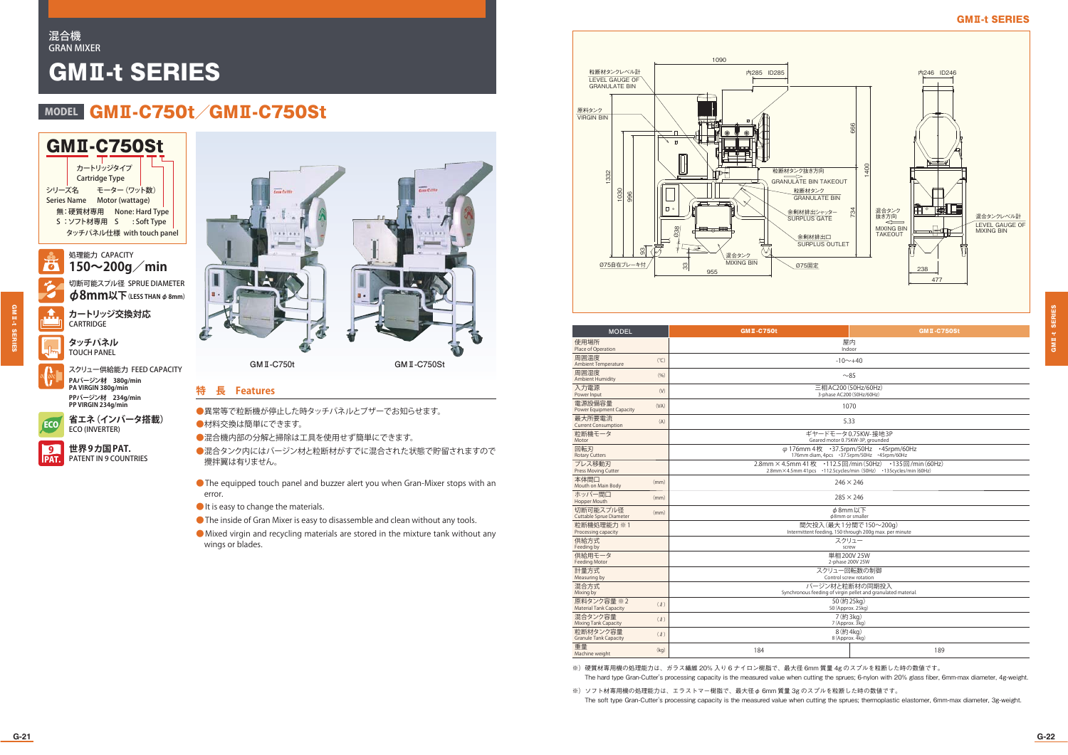混合機
GRAN MIXER

# GMⅡ-t SERIES

## MODEL GMⅡ-C750t／GMⅡ-C750St

**GMⅡ-C750St**

- カートリッジタイプ Cartridge Type
- シリーズ名 Series Name
- モーター（ワット数） Motor (wattage)
- 無：硬質材専用 None: Hard Type
- S：ソフト材専用 S : Soft Type
- タッチパネル仕様 with touch panel

処理能力 CAPACITY
**150〜200g／min**

切断可能スプル径 SPRUE DIAMETER
**φ8mm以下**（LESS THAN φ 8mm）

**カートリッジ交換対応**
CARTRIDGE

**タッチパネル**
TOUCH PANEL

スクリュー供給能力 FEED CAPACITY
**PAバージン材 380g/min**
**PA VIRGIN 380g/min**
**PPバージン材 234g/min**
**PP VIRGIN 234g/min**

**省エネ（インバータ搭載）**
ECO (INVERTER)

**世界9カ国PAT.**
PATENT IN 9 COUNTRIES

GMⅡ-C750t　　GMⅡ-C750St

### 特　長　Features

- 異常等で粒断機が停止した時タッチパネルとブザーでお知らせます。
- 材料交換は簡単にできます。
- 混合機内部の分解と掃除は工具を使用せず簡単にできます。
- 混合タンク内にはバージン材と粒断材がすでに混合された状態で貯留されますので攪拌翼は有りません。

- The equipped touch panel and buzzer alert you when Gran-Mixer stops with an error.
- It is easy to change the materials.
- The inside of Gran Mixer is easy to disassemble and clean without any tools.
- Mixed virgin and recycling materials are stored in the mixture tank without any wings or blades.

粒断材タンクレベル計 LEVEL GAUGE OF GRANULATE BIN / 原料タンク VIRGIN BIN / 粒断材タンク抜き方向 GRANULATE BIN TAKEOUT / 粒断材タンク GRANULATE BIN / 余剰材排出シャッター SURPLUS GATE / 余剰材排出口 SURPLUS OUTLET / 混合タンク MIXING BIN / 混合タンク抜き方向 MIXING BIN TAKEOUT / 混合タンクレベル計 LEVEL GAUGE OF MIXING BIN / Ø75自在ブレーキ付 / Ø75固定 / 内285 ID285 / 内246 ID246 / 1090 / 1332 / 1030 / 996 / 666 / 1400 / 734 / Ø38 / 93 / 33 / 955 / 238 / 477

| MODEL | | GMⅡ-C750t | GMⅡ-C750St |
|---|---|---|---|
| 使用場所 Place of Operation | | 屋内 Indoor | |
| 周囲温度 Ambient Temperature | (℃) | -10〜+40 | |
| 周囲湿度 Ambient Humidity | (%) | 〜85 | |
| 入力電源 Power Input | (V) | 三相AC200 (50Hz/60Hz) 3-phase AC200 (50Hz/60Hz) | |
| 電源設備容量 Power Equipment Capacity | (VA) | 1070 | |
| 最大所要電流 Current Consumption | (A) | 5.33 | |
| 粒断機モータ Motor | | ギヤードモータ0.75KW-接地3P Geared motor 0.75KW-3P, grounded | |
| 回転刃 Rotary Cutters | | φ 176mm 4枚 ・37.5rpm/50Hz ・45rpm/60Hz 176mm diam, 4pcs ・37.5rpm/50Hz ・45rpm/60Hz | |
| プレス移動刃 Press Moving Cutter | | 2.8mm × 4.5mm 41枚 ・112.5回/min (50Hz) ・135回/min (60Hz) 2.8mm×4.5mm 41pcs ・112.5cycles/min (50Hz) ・135cycles/min (60Hz) | |
| 本体開口 Mouth on Main Body | (mm) | 246 × 246 | |
| ホッパー開口 Hopper Mouth | (mm) | 285 × 246 | |
| 切断可能スプル径 Cuttable Sprue Diameter | (mm) | φ 8mm以下 φ8mm or smaller | |
| 粒断機処理能力 ※1 Processing capacity | | 間欠投入（最大1分間で 150〜200g） Intermittent feeding, 150 through 200g max. per minute | |
| 供給方式 Feeding by | | スクリュー screw | |
| 供給用モータ Feeding Motor | | 単相200V 25W 2-phase 200V 25W | |
| 計量方式 Measuring by | | スクリュー回転数の制御 Control screw rotation | |
| 混合方式 Mixing by | | バージン材と粒断材の同期投入 Synchronous feeding of virgin pellet and granulated material | |
| 原料タンク容量 ※2 Material Tank Capacity | (ℓ) | 50（約25kg） 50 (Approx. 25kg) | |
| 混合タンク容量 Mixing Tank Capacity | (ℓ) | 7（約3kg） 7 (Approx. 3kg) | |
| 粒断材タンク容量 Granule Tank Capacity | (ℓ) | 8（約4kg） 8 (Approx. 4kg) | |
| 重量 Machine weight | (kg) | 184 | 189 |

※）硬質材専用機の処理能力は、ガラス繊維 20% 入り 6 ナイロン樹脂で、最大径 6mm 質量 4g のスプルを粒断した時の数値です。
The hard type Gran-Cutter's processing capacity is the measured value when cutting the sprues; 6-nylon with 20% glass fiber, 6mm-max diameter, 4g-weight.

※）ソフト材専用機の処理能力は、エラストマー樹脂で、最大径 φ 6mm 質量 3g のスプルを粒断した時の数値です。
The soft type Gran-Cutter's processing capacity is the measured value when cutting the sprues; thermoplastic elastomer, 6mm-max diameter, 3g-weight.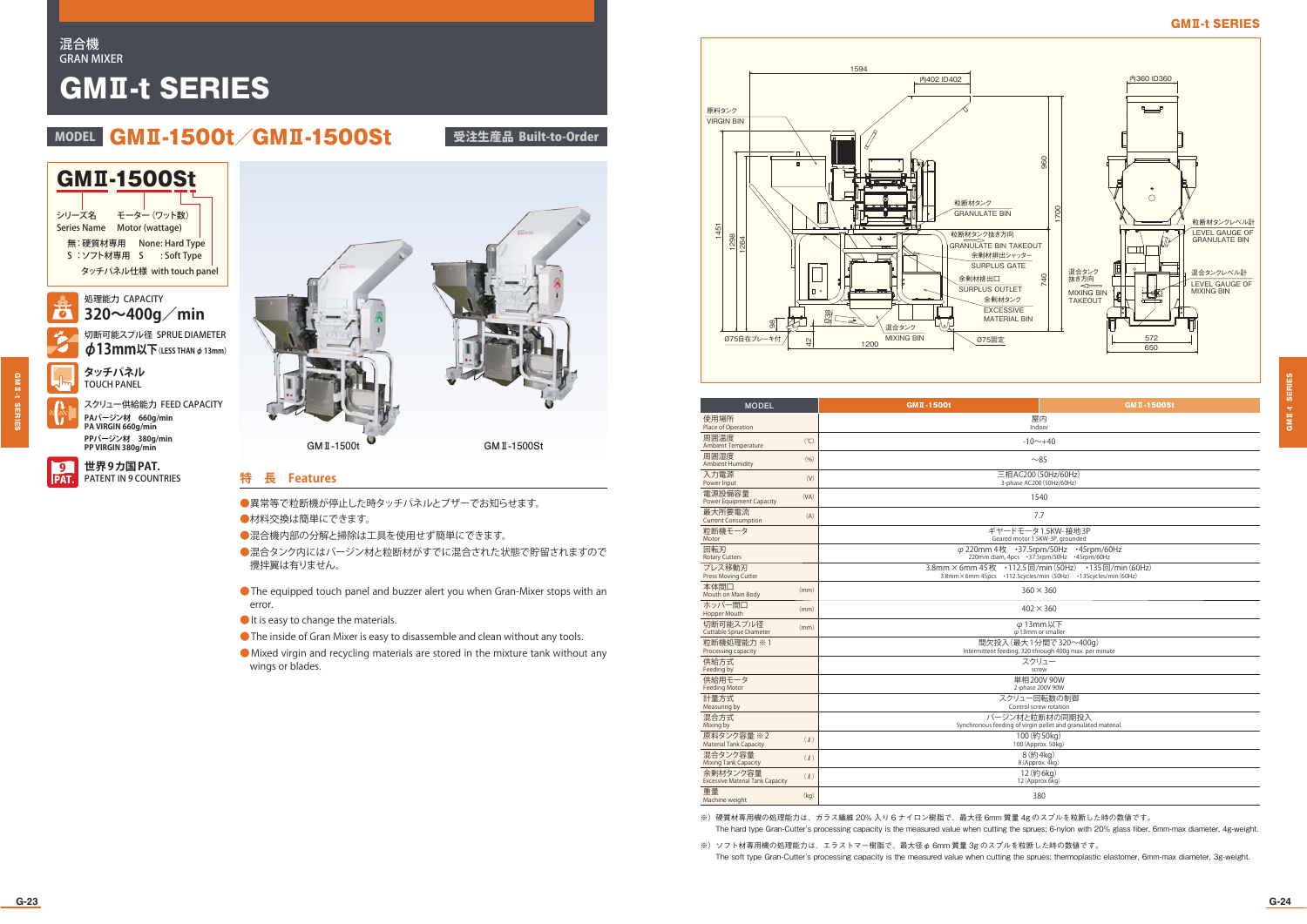混合機
GRAN MIXER

# GMⅡ-t SERIES

## MODEL GMⅡ-1500t／GMⅡ-1500St

受注生産品 Built-to-Order

**GMⅡ-1500St**

シリーズ名 Series Name
モーター（ワット数） Motor (wattage)
無：硬質材専用 None: Hard Type
S：ソフト材専用 S : Soft Type
タッチパネル仕様 with touch panel

処理能力 CAPACITY
**320〜400g／min**

切断可能スプル径 SPRUE DIAMETER
**φ13mm以下** (LESS THAN φ 13mm)

**タッチパネル**
TOUCH PANEL

スクリュー供給能力 FEED CAPACITY
PAバージン材 660g/min
PA VIRGIN 660g/min
PPバージン材 380g/min
PP VIRGIN 380g/min

**世界9カ国PAT.**
PATENT IN 9 COUNTRIES

GMⅡ-1500t　GMⅡ-1500St

## 特　長 Features

- 異常等で粒断機が停止した時タッチパネルとブザーでお知らせます。
- 材料交換は簡単にできます。
- 混合機内部の分解と掃除は工具を使用せず簡単にできます。
- 混合タンク内にはバージン材と粒断材がすでに混合された状態で貯留されますので攪拌翼は有りません。

- The equipped touch panel and buzzer alert you when Gran-Mixer stops with an error.
- It is easy to change the materials.
- The inside of Gran Mixer is easy to disassemble and clean without any tools.
- Mixed virgin and recycling materials are stored in the mixture tank without any wings or blades.

1594
内402 ID402
内360 ID360
原料タンク VIRGIN BIN
粒断材タンク GRANULATE BIN
粒断材タンク抜き方向 GRANULATE BIN TAKEOUT
余剰材排出シャッター SURPLUS GATE
余剰材排出口 SURPLUS OUTLET
余剰材タンク EXCESSIVE MATERIAL BIN
混合タンク MIXING BIN
混合タンク抜き方向 MIXING BIN TAKEOUT
粒断材タンクレベル計 LEVEL GAUGE OF GRANULATE BIN
混合タンクレベル計 LEVEL GAUGE OF MIXING BIN
Ø75自在ブレーキ付
Ø75固定
1451 1298 1264 960 1700 740 98 Ø38 42 1200 572 650

| MODEL | | GMⅡ-1500t | GMⅡ-1500St |
|---|---|---|---|
| 使用場所 Place of Operation | | 屋内 Indoor | |
| 周囲温度 Ambient Temperature | (℃) | -10〜+40 | |
| 周囲湿度 Ambient Humidity | (%) | 〜85 | |
| 入力電源 Power Input | (V) | 三相AC200 (50Hz/60Hz) 3-phase AC200 (50Hz/60Hz) | |
| 電源設備容量 Power Equipment Capacity | (VA) | 1540 | |
| 最大所要電流 Current Consumption | (A) | 7.7 | |
| 粒断機モータ Motor | | ギヤードモータ 1.5KW-接地3P Geared motor 1.5KW-3P, grounded | |
| 回転刃 Rotary Cutters | | φ 220mm 4枚 ・37.5rpm/50Hz ・45rpm/60Hz 220mm diam, 4pcs ・37.5rpm/50Hz ・45rpm/60Hz | |
| プレス移動刃 Press Moving Cutter | | 3.8mm × 6mm 45枚 ・112.5回/min (50Hz) ・135回/min (60Hz) 3.8mm×6mm 45pcs ・112.5cycles/min (50Hz) ・135cycles/min (60Hz) | |
| 本体開口 Mouth on Main Body | (mm) | 360 × 360 | |
| ホッパー開口 Hopper Mouth | (mm) | 402 × 360 | |
| 切断可能スプル径 Cuttable Sprue Diameter | (mm) | φ 13mm以下 φ 13mm or smaller | |
| 粒断機処理能力 ※1 Processing capacity | | 間欠投入（最大1分間で320〜400g） Intermittent feeding, 320 through 400g max. per minute | |
| 供給方式 Feeding by | | スクリュー screw | |
| 供給用モータ Feeding Motor | | 単相200V 90W 2-phase 200V 90W | |
| 計量方式 Measuring by | | スクリュー回転数の制御 Control screw rotation | |
| 混合方式 Mixing by | | バージン材と粒断材の同期投入 Synchronous feeding of virgin pellet and granulated material | |
| 原料タンク容量 ※2 Material Tank Capacity | (ℓ) | 100 (約50kg) 100 (Approx. 50kg) | |
| 混合タンク容量 Mixing Tank Capacity | (ℓ) | 8 (約4kg) 8 (Approx. 4kg) | |
| 余剰材タンク容量 Excessive Material Tank Capacity | (ℓ) | 12 (約6kg) 12 (Approx.6kg) | |
| 重量 Machine weight | (kg) | 380 | |

※）硬質材専用機の処理能力は、ガラス繊維 20% 入り 6 ナイロン樹脂で、最大径 6mm 質量 4g のスプルを粒断した時の数値です。
The hard type Gran-Cutter's processing capacity is the measured value when cutting the sprues; 6-nylon with 20% glass fiber, 6mm-max diameter, 4g-weight.

※）ソフト材専用機の処理能力は、エラストマー樹脂で、最大径 φ 6mm 質量 3g のスプルを粒断した時の数値です。
The soft type Gran-Cutter's processing capacity is the measured value when cutting the sprues; thermoplastic elastomer, 6mm-max diameter, 3g-weight.